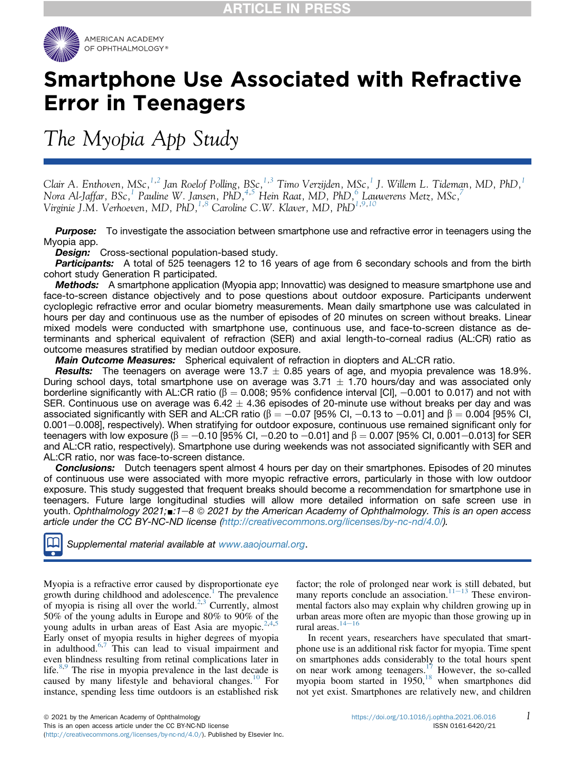# Smartphone Use Associated with Refractive Error in Teenagers

## The Myopia App Study

*Clair A. Enthoven, MSc,[1,2] Jan Roelof Polling, BSc,[1,3] Timo Verzijden, MSc,[1] J. Willem L. Tideman, MD, PhD,[1] Nora Al-Jaffar, BSc,[1] Pauline W. Jansen, PhD,[4,5] Hein Raat, MD, PhD,[6] Lauwerens Metz, MSc,[7] Virginie J.M. Verhoeven, MD, PhD,[1,8] Caroline C.W. Klaver, MD, PhD[1,9,10]*

***Purpose:*** To investigate the association between smartphone use and refractive error in teenagers using the Myopia app.

***Design:*** Cross-sectional population-based study.

***Participants:*** A total of 525 teenagers 12 to 16 years of age from 6 secondary schools and from the birth cohort study Generation R participated.

***Methods:*** A smartphone application (Myopia app; Innovattic) was designed to measure smartphone use and face-to-screen distance objectively and to pose questions about outdoor exposure. Participants underwent cycloplegic refractive error and ocular biometry measurements. Mean daily smartphone use was calculated in hours per day and continuous use as the number of episodes of 20 minutes on screen without breaks. Linear mixed models were conducted with smartphone use, continuous use, and face-to-screen distance as determinants and spherical equivalent of refraction (SER) and axial length-to-corneal radius (AL:CR) ratio as outcome measures stratified by median outdoor exposure.

***Main Outcome Measures:*** Spherical equivalent of refraction in diopters and AL:CR ratio.

***Results:*** The teenagers on average were 13.7 ± 0.85 years of age, and myopia prevalence was 18.9%. During school days, total smartphone use on average was 3.71 ± 1.70 hours/day and was associated only borderline significantly with AL:CR ratio ($\beta = 0.008$; 95% confidence interval [CI], −0.001 to 0.017) and not with SER. Continuous use on average was 6.42 ± 4.36 episodes of 20-minute use without breaks per day and was associated significantly with SER and AL:CR ratio ($\beta = -0.07$ [95% CI, −0.13 to −0.01] and $\beta = 0.004$ [95% CI, 0.001−0.008], respectively). When stratifying for outdoor exposure, continuous use remained significant only for teenagers with low exposure ($\beta = -0.10$ [95% CI, −0.20 to −0.01] and $\beta = 0.007$ [95% CI, 0.001−0.013] for SER and AL:CR ratio, respectively). Smartphone use during weekends was not associated significantly with SER and AL:CR ratio, nor was face-to-screen distance.

***Conclusions:*** Dutch teenagers spent almost 4 hours per day on their smartphones. Episodes of 20 minutes of continuous use were associated with more myopic refractive errors, particularly in those with low outdoor exposure. This study suggested that frequent breaks should become a recommendation for smartphone use in teenagers. Future large longitudinal studies will allow more detailed information on safe screen use in youth. *Ophthalmology 2021;■:1−8 © 2021 by the American Academy of Ophthalmology. This is an open access article under the CC BY-NC-ND license (http://creativecommons.org/licenses/by-nc-nd/4.0/).*

*Supplemental material available at www.aaojournal.org.*

Myopia is a refractive error caused by disproportionate eye growth during childhood and adolescence.[1] The prevalence of myopia is rising all over the world.[2,3] Currently, almost 50% of the young adults in Europe and 80% to 90% of the young adults in urban areas of East Asia are myopic.[2,4,5] Early onset of myopia results in higher degrees of myopia in adulthood.[6,7] This can lead to visual impairment and even blindness resulting from retinal complications later in life.[8,9] The rise in myopia prevalence in the last decade is caused by many lifestyle and behavioral changes.[10] For instance, spending less time outdoors is an established risk factor; the role of prolonged near work is still debated, but many reports conclude an association.[11−13] These environmental factors also may explain why children growing up in urban areas more often are myopic than those growing up in rural areas.[14−16]

In recent years, researchers have speculated that smartphone use is an additional risk factor for myopia. Time spent on smartphones adds considerably to the total hours spent on near work among teenagers.[17] However, the so-called myopia boom started in 1950,[18] when smartphones did not yet exist. Smartphones are relatively new, and children

© 2021 by the American Academy of Ophthalmology
This is an open access article under the CC BY-NC-ND license (http://creativecommons.org/licenses/by-nc-nd/4.0/). Published by Elsevier Inc.

https://doi.org/10.1016/j.ophtha.2021.06.016
ISSN 0161-6420/21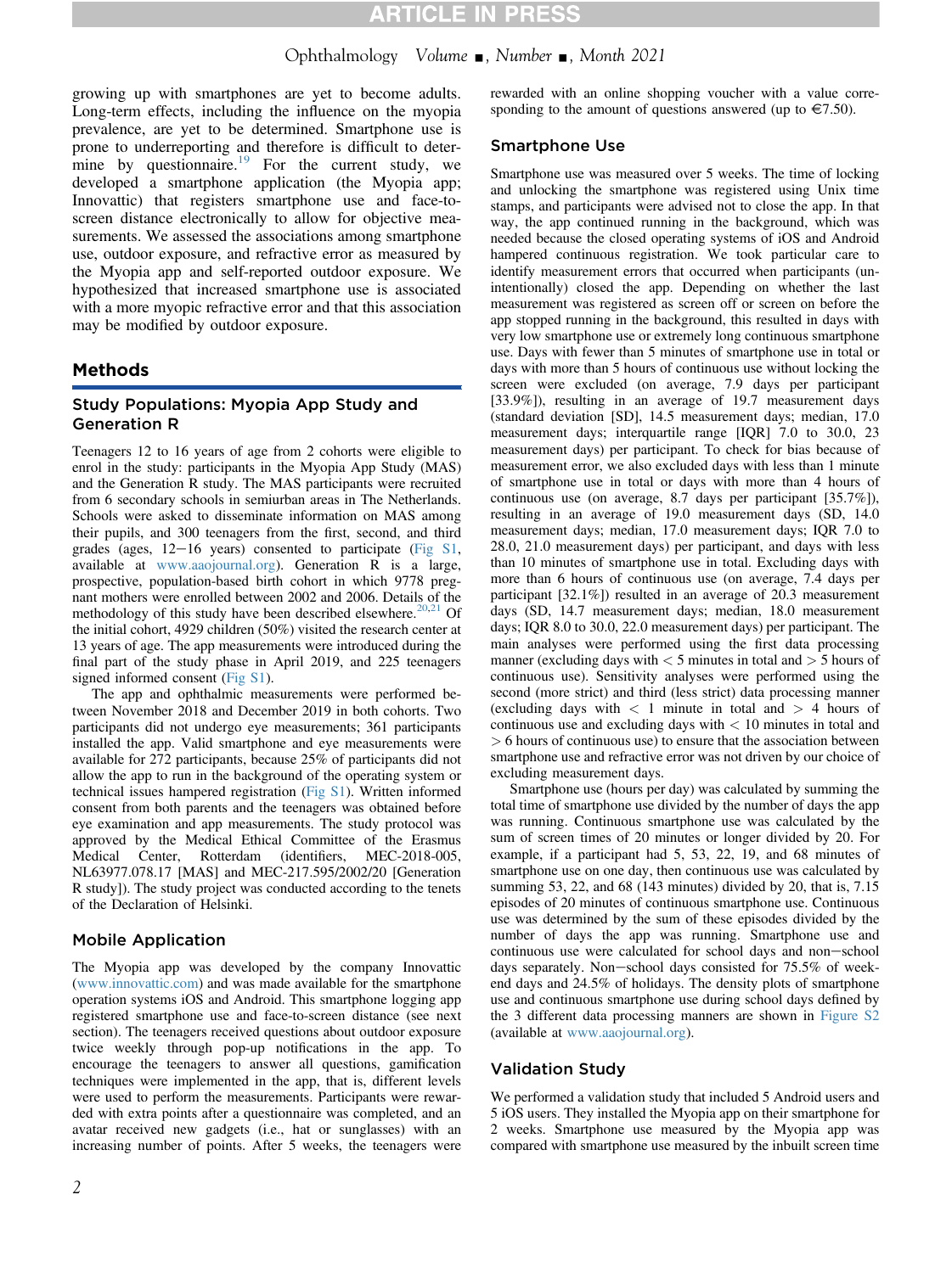growing up with smartphones are yet to become adults. Long-term effects, including the influence on the myopia prevalence, are yet to be determined. Smartphone use is prone to underreporting and therefore is difficult to determine by questionnaire.[19] For the current study, we developed a smartphone application (the Myopia app; Innovattic) that registers smartphone use and face-to-screen distance electronically to allow for objective measurements. We assessed the associations among smartphone use, outdoor exposure, and refractive error as measured by the Myopia app and self-reported outdoor exposure. We hypothesized that increased smartphone use is associated with a more myopic refractive error and that this association may be modified by outdoor exposure.

## Methods

### Study Populations: Myopia App Study and Generation R

Teenagers 12 to 16 years of age from 2 cohorts were eligible to enrol in the study: participants in the Myopia App Study (MAS) and the Generation R study. The MAS participants were recruited from 6 secondary schools in semiurban areas in The Netherlands. Schools were asked to disseminate information on MAS among their pupils, and 300 teenagers from the first, second, and third grades (ages, 12−16 years) consented to participate (Fig S1, available at www.aaojournal.org). Generation R is a large, prospective, population-based birth cohort in which 9778 pregnant mothers were enrolled between 2002 and 2006. Details of the methodology of this study have been described elsewhere.[20,21] Of the initial cohort, 4929 children (50%) visited the research center at 13 years of age. The app measurements were introduced during the final part of the study phase in April 2019, and 225 teenagers signed informed consent (Fig S1).

The app and ophthalmic measurements were performed between November 2018 and December 2019 in both cohorts. Two participants did not undergo eye measurements; 361 participants installed the app. Valid smartphone and eye measurements were available for 272 participants, because 25% of participants did not allow the app to run in the background of the operating system or technical issues hampered registration (Fig S1). Written informed consent from both parents and the teenagers was obtained before eye examination and app measurements. The study protocol was approved by the Medical Ethical Committee of the Erasmus Medical Center, Rotterdam (identifiers, MEC-2018-005, NL63977.078.17 [MAS] and MEC-217.595/2002/20 [Generation R study]). The study project was conducted according to the tenets of the Declaration of Helsinki.

### Mobile Application

The Myopia app was developed by the company Innovattic (www.innovattic.com) and was made available for the smartphone operation systems iOS and Android. This smartphone logging app registered smartphone use and face-to-screen distance (see next section). The teenagers received questions about outdoor exposure twice weekly through pop-up notifications in the app. To encourage the teenagers to answer all questions, gamification techniques were implemented in the app, that is, different levels were used to perform the measurements. Participants were rewarded with extra points after a questionnaire was completed, and an avatar received new gadgets (i.e., hat or sunglasses) with an increasing number of points. After 5 weeks, the teenagers were rewarded with an online shopping voucher with a value corresponding to the amount of questions answered (up to €7.50).

### Smartphone Use

Smartphone use was measured over 5 weeks. The time of locking and unlocking the smartphone was registered using Unix time stamps, and participants were advised not to close the app. In that way, the app continued running in the background, which was needed because the closed operating systems of iOS and Android hampered continuous registration. We took particular care to identify measurement errors that occurred when participants (unintentionally) closed the app. Depending on whether the last measurement was registered as screen off or screen on before the app stopped running in the background, this resulted in days with very low smartphone use or extremely long continuous smartphone use. Days with fewer than 5 minutes of smartphone use in total or days with more than 5 hours of continuous use without locking the screen were excluded (on average, 7.9 days per participant [33.9%]), resulting in an average of 19.7 measurement days (standard deviation [SD], 14.5 measurement days; median, 17.0 measurement days; interquartile range [IQR] 7.0 to 30.0, 23 measurement days) per participant. To check for bias because of measurement error, we also excluded days with less than 1 minute of smartphone use in total or days with more than 4 hours of continuous use (on average, 8.7 days per participant [35.7%]), resulting in an average of 19.0 measurement days (SD, 14.0 measurement days; median, 17.0 measurement days; IQR 7.0 to 28.0, 21.0 measurement days) per participant, and days with less than 10 minutes of smartphone use in total. Excluding days with more than 6 hours of continuous use (on average, 7.4 days per participant [32.1%]) resulted in an average of 20.3 measurement days (SD, 14.7 measurement days; median, 18.0 measurement days; IQR 8.0 to 30.0, 22.0 measurement days) per participant. The main analyses were performed using the first data processing manner (excluding days with < 5 minutes in total and > 5 hours of continuous use). Sensitivity analyses were performed using the second (more strict) and third (less strict) data processing manner (excluding days with < 1 minute in total and > 4 hours of continuous use and excluding days with < 10 minutes in total and > 6 hours of continuous use) to ensure that the association between smartphone use and refractive error was not driven by our choice of excluding measurement days.

Smartphone use (hours per day) was calculated by summing the total time of smartphone use divided by the number of days the app was running. Continuous smartphone use was calculated by the sum of screen times of 20 minutes or longer divided by 20. For example, if a participant had 5, 53, 22, 19, and 68 minutes of smartphone use on one day, then continuous use was calculated by summing 53, 22, and 68 (143 minutes) divided by 20, that is, 7.15 episodes of 20 minutes of continuous smartphone use. Continuous use was determined by the sum of these episodes divided by the number of days the app was running. Smartphone use and continuous use were calculated for school days and non−school days separately. Non−school days consisted for 75.5% of weekend days and 24.5% of holidays. The density plots of smartphone use and continuous smartphone use during school days defined by the 3 different data processing manners are shown in Figure S2 (available at www.aaojournal.org).

### Validation Study

We performed a validation study that included 5 Android users and 5 iOS users. They installed the Myopia app on their smartphone for 2 weeks. Smartphone use measured by the Myopia app was compared with smartphone use measured by the inbuilt screen time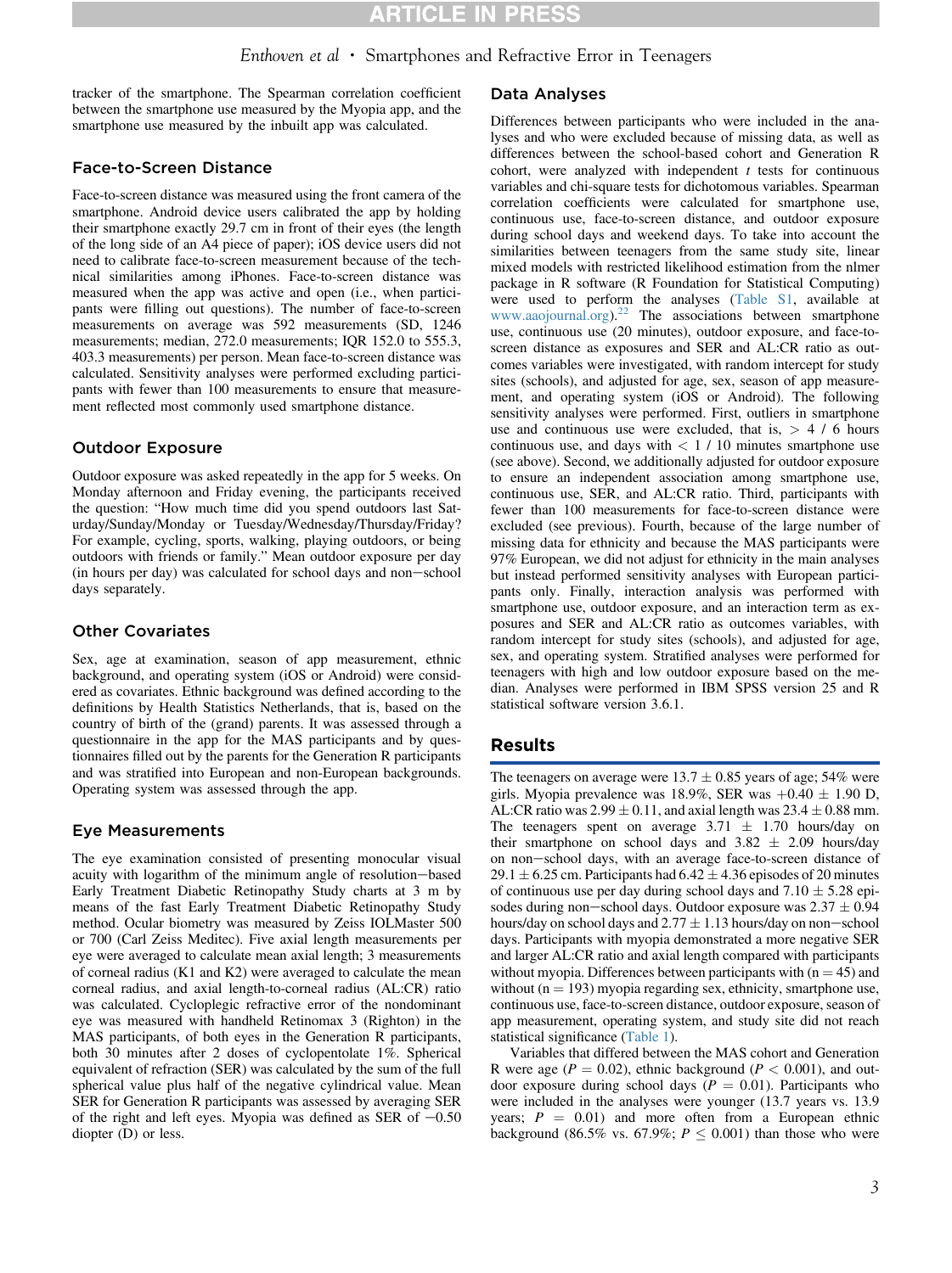tracker of the smartphone. The Spearman correlation coefficient between the smartphone use measured by the Myopia app, and the smartphone use measured by the inbuilt app was calculated.

## Face-to-Screen Distance

Face-to-screen distance was measured using the front camera of the smartphone. Android device users calibrated the app by holding their smartphone exactly 29.7 cm in front of their eyes (the length of the long side of an A4 piece of paper); iOS device users did not need to calibrate face-to-screen measurement because of the technical similarities among iPhones. Face-to-screen distance was measured when the app was active and open (i.e., when participants were filling out questions). The number of face-to-screen measurements on average was 592 measurements (SD, 1246 measurements; median, 272.0 measurements; IQR 152.0 to 555.3, 403.3 measurements) per person. Mean face-to-screen distance was calculated. Sensitivity analyses were performed excluding participants with fewer than 100 measurements to ensure that measurement reflected most commonly used smartphone distance.

## Outdoor Exposure

Outdoor exposure was asked repeatedly in the app for 5 weeks. On Monday afternoon and Friday evening, the participants received the question: "How much time did you spend outdoors last Saturday/Sunday/Monday or Tuesday/Wednesday/Thursday/Friday? For example, cycling, sports, walking, playing outdoors, or being outdoors with friends or family." Mean outdoor exposure per day (in hours per day) was calculated for school days and non−school days separately.

## Other Covariates

Sex, age at examination, season of app measurement, ethnic background, and operating system (iOS or Android) were considered as covariates. Ethnic background was defined according to the definitions by Health Statistics Netherlands, that is, based on the country of birth of the (grand) parents. It was assessed through a questionnaire in the app for the MAS participants and by questionnaires filled out by the parents for the Generation R participants and was stratified into European and non-European backgrounds. Operating system was assessed through the app.

## Eye Measurements

The eye examination consisted of presenting monocular visual acuity with logarithm of the minimum angle of resolution−based Early Treatment Diabetic Retinopathy Study charts at 3 m by means of the fast Early Treatment Diabetic Retinopathy Study method. Ocular biometry was measured by Zeiss IOLMaster 500 or 700 (Carl Zeiss Meditec). Five axial length measurements per eye were averaged to calculate mean axial length; 3 measurements of corneal radius (K1 and K2) were averaged to calculate the mean corneal radius, and axial length-to-corneal radius (AL:CR) ratio was calculated. Cycloplegic refractive error of the nondominant eye was measured with handheld Retinomax 3 (Righton) in the MAS participants, of both eyes in the Generation R participants, both 30 minutes after 2 doses of cyclopentolate 1%. Spherical equivalent of refraction (SER) was calculated by the sum of the full spherical value plus half of the negative cylindrical value. Mean SER for Generation R participants was assessed by averaging SER of the right and left eyes. Myopia was defined as SER of −0.50 diopter (D) or less.

## Data Analyses

Differences between participants who were included in the analyses and who were excluded because of missing data, as well as differences between the school-based cohort and Generation R cohort, were analyzed with independent *t* tests for continuous variables and chi-square tests for dichotomous variables. Spearman correlation coefficients were calculated for smartphone use, continuous use, face-to-screen distance, and outdoor exposure during school days and weekend days. To take into account the similarities between teenagers from the same study site, linear mixed models with restricted likelihood estimation from the nlmer package in R software (R Foundation for Statistical Computing) were used to perform the analyses (Table S1, available at www.aaojournal.org).[22] The associations between smartphone use, continuous use (20 minutes), outdoor exposure, and face-to-screen distance as exposures and SER and AL:CR ratio as outcomes variables were investigated, with random intercept for study sites (schools), and adjusted for age, sex, season of app measurement, and operating system (iOS or Android). The following sensitivity analyses were performed. First, outliers in smartphone use and continuous use were excluded, that is, > 4 / 6 hours continuous use, and days with < 1 / 10 minutes smartphone use (see above). Second, we additionally adjusted for outdoor exposure to ensure an independent association among smartphone use, continuous use, SER, and AL:CR ratio. Third, participants with fewer than 100 measurements for face-to-screen distance were excluded (see previous). Fourth, because of the large number of missing data for ethnicity and because the MAS participants were 97% European, we did not adjust for ethnicity in the main analyses but instead performed sensitivity analyses with European participants only. Finally, interaction analysis was performed with smartphone use, outdoor exposure, and an interaction term as exposures and SER and AL:CR ratio as outcomes variables, with random intercept for study sites (schools), and adjusted for age, sex, and operating system. Stratified analyses were performed for teenagers with high and low outdoor exposure based on the median. Analyses were performed in IBM SPSS version 25 and R statistical software version 3.6.1.

# Results

The teenagers on average were 13.7 ± 0.85 years of age; 54% were girls. Myopia prevalence was 18.9%, SER was +0.40 ± 1.90 D, AL:CR ratio was 2.99 ± 0.11, and axial length was 23.4 ± 0.88 mm. The teenagers spent on average 3.71 ± 1.70 hours/day on their smartphone on school days and 3.82 ± 2.09 hours/day on non−school days, with an average face-to-screen distance of 29.1 ± 6.25 cm. Participants had 6.42 ± 4.36 episodes of 20 minutes of continuous use per day during school days and 7.10 ± 5.28 episodes during non−school days. Outdoor exposure was 2.37 ± 0.94 hours/day on school days and 2.77 ± 1.13 hours/day on non−school days. Participants with myopia demonstrated a more negative SER and larger AL:CR ratio and axial length compared with participants without myopia. Differences between participants with (n = 45) and without (n = 193) myopia regarding sex, ethnicity, smartphone use, continuous use, face-to-screen distance, outdoor exposure, season of app measurement, operating system, and study site did not reach statistical significance (Table 1).

Variables that differed between the MAS cohort and Generation R were age ($P = 0.02$), ethnic background ($P < 0.001$), and outdoor exposure during school days ($P = 0.01$). Participants who were included in the analyses were younger (13.7 years vs. 13.9 years; $P = 0.01$) and more often from a European ethnic background (86.5% vs. 67.9%; $P \leq 0.001$) than those who were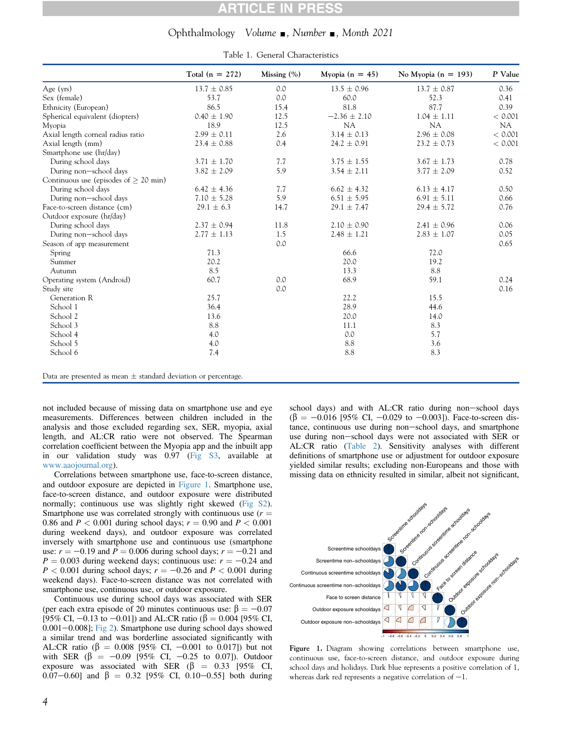Table 1. General Characteristics

| | Total (n = 272) | Missing (%) | Myopia (n = 45) | No Myopia (n = 193) | *P* Value |
|---|---|---|---|---|---|
| Age (yrs) | 13.7 ± 0.85 | 0.0 | 13.5 ± 0.96 | 13.7 ± 0.87 | 0.36 |
| Sex (female) | 53.7 | 0.0 | 60.0 | 52.3 | 0.41 |
| Ethnicity (European) | 86.5 | 15.4 | 81.8 | 87.7 | 0.39 |
| Spherical equivalent (diopters) | 0.40 ± 1.90 | 12.5 | −2.36 ± 2.10 | 1.04 ± 1.11 | < 0.001 |
| Myopia | 18.9 | 12.5 | NA | NA | NA |
| Axial length corneal radius ratio | 2.99 ± 0.11 | 2.6 | 3.14 ± 0.13 | 2.96 ± 0.08 | < 0.001 |
| Axial length (mm) | 23.4 ± 0.88 | 0.4 | 24.2 ± 0.91 | 23.2 ± 0.73 | < 0.001 |
| Smartphone use (hr/day) | | | | | |
| During school days | 3.71 ± 1.70 | 7.7 | 3.75 ± 1.55 | 3.67 ± 1.73 | 0.78 |
| During non−school days | 3.82 ± 2.09 | 5.9 | 3.54 ± 2.11 | 3.77 ± 2.09 | 0.52 |
| Continuous use (episodes of ≥ 20 min) | | | | | |
| During school days | 6.42 ± 4.36 | 7.7 | 6.62 ± 4.32 | 6.13 ± 4.17 | 0.50 |
| During non−school days | 7.10 ± 5.28 | 5.9 | 6.51 ± 5.95 | 6.91 ± 5.11 | 0.66 |
| Face-to-screen distance (cm) | 29.1 ± 6.3 | 14.7 | 29.1 ± 7.47 | 29.4 ± 5.72 | 0.76 |
| Outdoor exposure (hr/day) | | | | | |
| During school days | 2.37 ± 0.94 | 11.8 | 2.10 ± 0.90 | 2.41 ± 0.96 | 0.06 |
| During non−school days | 2.77 ± 1.13 | 1.5 | 2.48 ± 1.21 | 2.83 ± 1.07 | 0.05 |
| Season of app measurement | | 0.0 | | | 0.65 |
| Spring | 71.3 | | 66.6 | 72.0 | |
| Summer | 20.2 | | 20.0 | 19.2 | |
| Autumn | 8.5 | | 13.3 | 8.8 | |
| Operating system (Android) | 60.7 | 0.0 | 68.9 | 59.1 | 0.24 |
| Study site | | 0.0 | | | 0.16 |
| Generation R | 25.7 | | 22.2 | 15.5 | |
| School 1 | 36.4 | | 28.9 | 44.6 | |
| School 2 | 13.6 | | 20.0 | 14.0 | |
| School 3 | 8.8 | | 11.1 | 8.3 | |
| School 4 | 4.0 | | 0.0 | 5.7 | |
| School 5 | 4.0 | | 8.8 | 3.6 | |
| School 6 | 7.4 | | 8.8 | 8.3 | |

Data are presented as mean ± standard deviation or percentage.

not included because of missing data on smartphone use and eye measurements. Differences between children included in the analysis and those excluded regarding sex, SER, myopia, axial length, and AL:CR ratio were not observed. The Spearman correlation coefficient between the Myopia app and the inbuilt app in our validation study was 0.97 (Fig S3, available at www.aaojournal.org).

Correlations between smartphone use, face-to-screen distance, and outdoor exposure are depicted in Figure 1. Smartphone use, face-to-screen distance, and outdoor exposure were distributed normally; continuous use was slightly right skewed (Fig S2). Smartphone use was correlated strongly with continuous use ($r = 0.86$ and $P < 0.001$ during school days; $r = 0.90$ and $P < 0.001$ during weekend days), and outdoor exposure was correlated inversely with smartphone use and continuous use (smartphone use: $r = -0.19$ and $P = 0.006$ during school days; $r = -0.21$ and $P = 0.003$ during weekend days; continuous use: $r = -0.24$ and $P < 0.001$ during school days; $r = -0.26$ and $P < 0.001$ during weekend days). Face-to-screen distance was not correlated with smartphone use, continuous use, or outdoor exposure.

Continuous use during school days was associated with SER (per each extra episode of 20 minutes continuous use: $\beta = -0.07$ [95% CI, −0.13 to −0.01]) and AL:CR ratio ($\beta = 0.004$ [95% CI, 0.001−0.008]; Fig 2). Smartphone use during school days showed a similar trend and was borderline associated significantly with AL:CR ratio ($\beta = 0.008$ [95% CI, −0.001 to 0.017]) but not with SER ($\beta = -0.09$ [95% CI, −0.25 to 0.07]). Outdoor exposure was associated with SER ($\beta = 0.33$ [95% CI, 0.07−0.60] and $\beta = 0.32$ [95% CI, 0.10−0.55] both during school days) and with AL:CR ratio during non−school days ($\beta = -0.016$ [95% CI, −0.029 to −0.003]). Face-to-screen distance, continuous use during non−school days, and smartphone use during non−school days were not associated with SER or AL:CR ratio (Table 2). Sensitivity analyses with different definitions of smartphone use or adjustment for outdoor exposure yielded similar results; excluding non-Europeans and those with missing data on ethnicity resulted in similar, albeit not significant,

Figure 1. Diagram showing correlations between smartphone use, continuous use, face-to-screen distance, and outdoor exposure during school days and holidays. Dark blue represents a positive correlation of 1, whereas dark red represents a negative correlation of −1.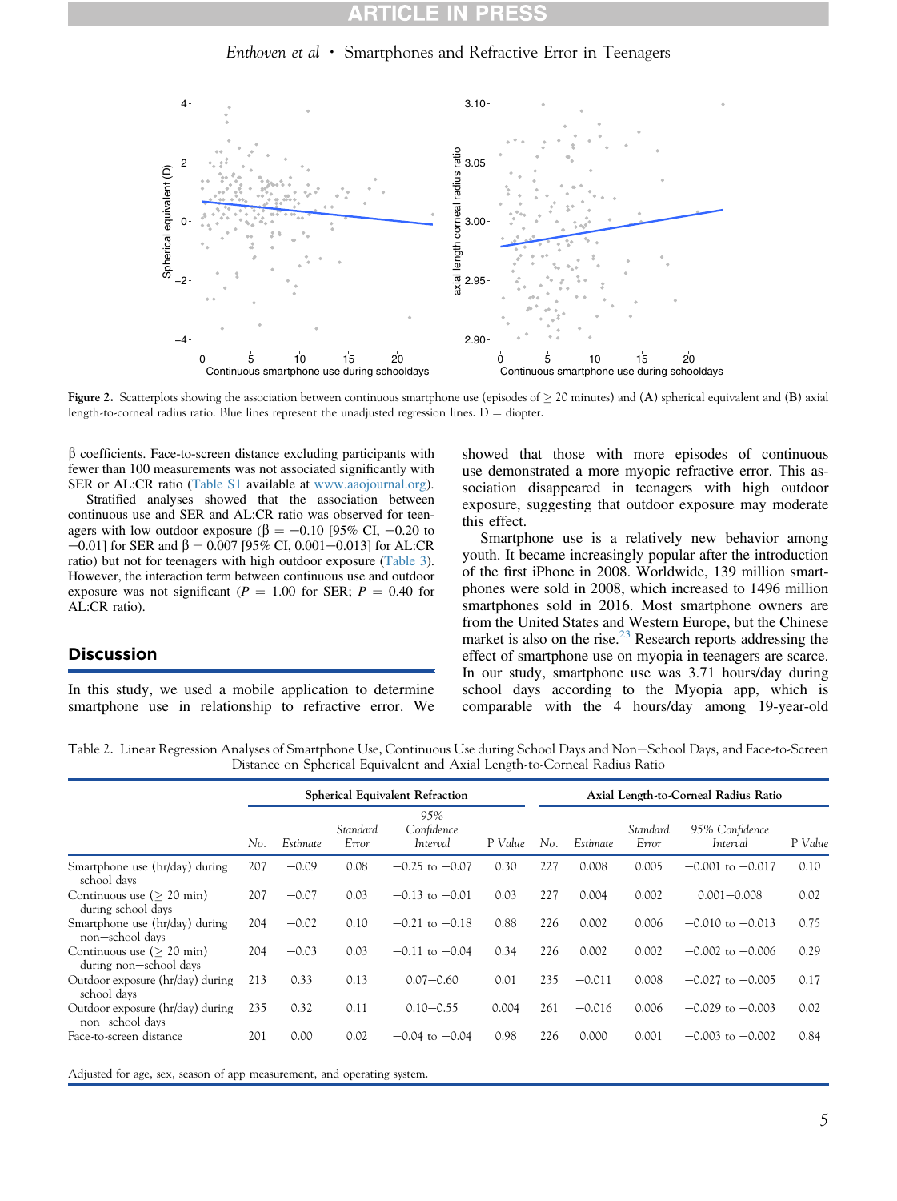Figure 2. Scatterplots showing the association between continuous smartphone use (episodes of ≥ 20 minutes) and (A) spherical equivalent and (B) axial length-to-corneal radius ratio. Blue lines represent the unadjusted regression lines. D = diopter.

β coefficients. Face-to-screen distance excluding participants with fewer than 100 measurements was not associated significantly with SER or AL:CR ratio (Table S1 available at www.aaojournal.org).

Stratified analyses showed that the association between continuous use and SER and AL:CR ratio was observed for teenagers with low outdoor exposure (β = −0.10 [95% CI, −0.20 to −0.01] for SER and β = 0.007 [95% CI, 0.001–0.013] for AL:CR ratio) but not for teenagers with high outdoor exposure (Table 3). However, the interaction term between continuous use and outdoor exposure was not significant ($P$ = 1.00 for SER; $P$ = 0.40 for AL:CR ratio).

## Discussion

In this study, we used a mobile application to determine smartphone use in relationship to refractive error. We showed that those with more episodes of continuous use demonstrated a more myopic refractive error. This association disappeared in teenagers with high outdoor exposure, suggesting that outdoor exposure may moderate this effect.

Smartphone use is a relatively new behavior among youth. It became increasingly popular after the introduction of the first iPhone in 2008. Worldwide, 139 million smartphones were sold in 2008, which increased to 1496 million smartphones sold in 2016. Most smartphone owners are from the United States and Western Europe, but the Chinese market is also on the rise.[23] Research reports addressing the effect of smartphone use on myopia in teenagers are scarce. In our study, smartphone use was 3.71 hours/day during school days according to the Myopia app, which is comparable with the 4 hours/day among 19-year-old

Table 2. Linear Regression Analyses of Smartphone Use, Continuous Use during School Days and Non−School Days, and Face-to-Screen Distance on Spherical Equivalent and Axial Length-to-Corneal Radius Ratio

| | Spherical Equivalent Refraction | | | | | Axial Length-to-Corneal Radius Ratio | | | | |
|---|---|---|---|---|---|---|---|---|---|---|
| | *No.* | *Estimate* | *Standard Error* | *95% Confidence Interval* | *P Value* | *No.* | *Estimate* | *Standard Error* | *95% Confidence Interval* | *P Value* |
| Smartphone use (hr/day) during school days | 207 | −0.09 | 0.08 | −0.25 to −0.07 | 0.30 | 227 | 0.008 | 0.005 | −0.001 to −0.017 | 0.10 |
| Continuous use (≥ 20 min) during school days | 207 | −0.07 | 0.03 | −0.13 to −0.01 | 0.03 | 227 | 0.004 | 0.002 | 0.001–0.008 | 0.02 |
| Smartphone use (hr/day) during non−school days | 204 | −0.02 | 0.10 | −0.21 to −0.18 | 0.88 | 226 | 0.002 | 0.006 | −0.010 to −0.013 | 0.75 |
| Continuous use (≥ 20 min) during non−school days | 204 | −0.03 | 0.03 | −0.11 to −0.04 | 0.34 | 226 | 0.002 | 0.002 | −0.002 to −0.006 | 0.29 |
| Outdoor exposure (hr/day) during school days | 213 | 0.33 | 0.13 | 0.07–0.60 | 0.01 | 235 | −0.011 | 0.008 | −0.027 to −0.005 | 0.17 |
| Outdoor exposure (hr/day) during non−school days | 235 | 0.32 | 0.11 | 0.10–0.55 | 0.004 | 261 | −0.016 | 0.006 | −0.029 to −0.003 | 0.02 |
| Face-to-screen distance | 201 | 0.00 | 0.02 | −0.04 to −0.04 | 0.98 | 226 | 0.000 | 0.001 | −0.003 to −0.002 | 0.84 |

Adjusted for age, sex, season of app measurement, and operating system.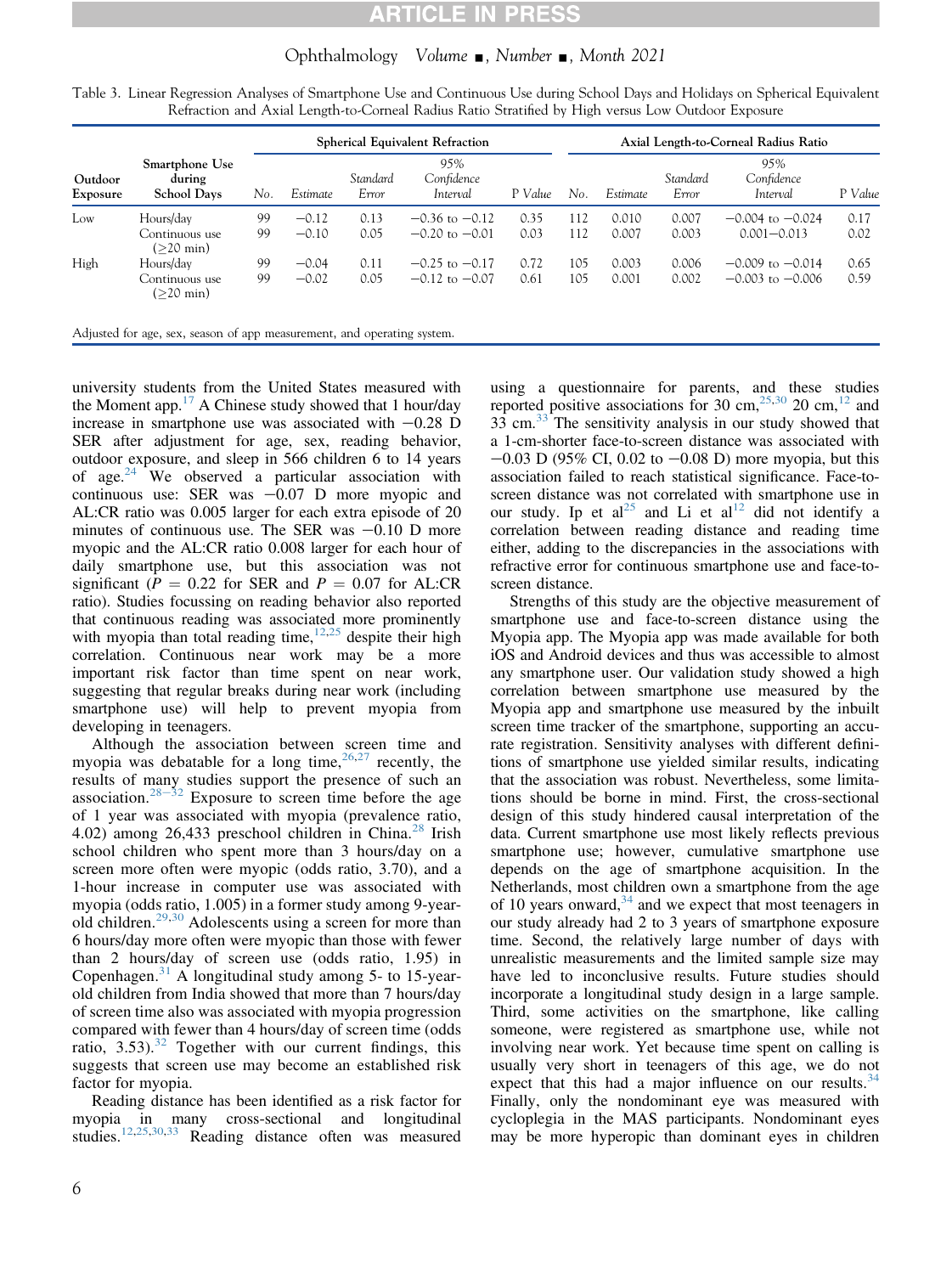Table 3. Linear Regression Analyses of Smartphone Use and Continuous Use during School Days and Holidays on Spherical Equivalent Refraction and Axial Length-to-Corneal Radius Ratio Stratified by High versus Low Outdoor Exposure

| Outdoor Exposure | Smartphone Use during School Days | Spherical Equivalent Refraction | | | | | Axial Length-to-Corneal Radius Ratio | | | | |
|---|---|---|---|---|---|---|---|---|---|---|---|
| | | No. | Estimate | Standard Error | 95% Confidence Interval | P Value | No. | Estimate | Standard Error | 95% Confidence Interval | P Value |
| Low | Hours/day | 99 | −0.12 | 0.13 | −0.36 to −0.12 | 0.35 | 112 | 0.010 | 0.007 | −0.004 to −0.024 | 0.17 |
| | Continuous use (≥20 min) | 99 | −0.10 | 0.05 | −0.20 to −0.01 | 0.03 | 112 | 0.007 | 0.003 | 0.001−0.013 | 0.02 |
| High | Hours/day | 99 | −0.04 | 0.11 | −0.25 to −0.17 | 0.72 | 105 | 0.003 | 0.006 | −0.009 to −0.014 | 0.65 |
| | Continuous use (≥20 min) | 99 | −0.02 | 0.05 | −0.12 to −0.07 | 0.61 | 105 | 0.001 | 0.002 | −0.003 to −0.006 | 0.59 |

Adjusted for age, sex, season of app measurement, and operating system.

university students from the United States measured with the Moment app.[17] A Chinese study showed that 1 hour/day increase in smartphone use was associated with −0.28 D SER after adjustment for age, sex, reading behavior, outdoor exposure, and sleep in 566 children 6 to 14 years of age.[24] We observed a particular association with continuous use: SER was −0.07 D more myopic and AL:CR ratio was 0.005 larger for each extra episode of 20 minutes of continuous use. The SER was −0.10 D more myopic and the AL:CR ratio 0.008 larger for each hour of daily smartphone use, but this association was not significant ($P = 0.22$ for SER and $P = 0.07$ for AL:CR ratio). Studies focussing on reading behavior also reported that continuous reading was associated more prominently with myopia than total reading time,[12,25] despite their high correlation. Continuous near work may be a more important risk factor than time spent on near work, suggesting that regular breaks during near work (including smartphone use) will help to prevent myopia from developing in teenagers.

Although the association between screen time and myopia was debatable for a long time,[26,27] recently, the results of many studies support the presence of such an association.[28−32] Exposure to screen time before the age of 1 year was associated with myopia (prevalence ratio, 4.02) among 26,433 preschool children in China.[28] Irish school children who spent more than 3 hours/day on a screen more often were myopic (odds ratio, 3.70), and a 1-hour increase in computer use was associated with myopia (odds ratio, 1.005) in a former study among 9-year-old children.[29,30] Adolescents using a screen for more than 6 hours/day more often were myopic than those with fewer than 2 hours/day of screen use (odds ratio, 1.95) in Copenhagen.[31] A longitudinal study among 5- to 15-year-old children from India showed that more than 7 hours/day of screen time also was associated with myopia progression compared with fewer than 4 hours/day of screen time (odds ratio, 3.53).[32] Together with our current findings, this suggests that screen use may become an established risk factor for myopia.

Reading distance has been identified as a risk factor for myopia in many cross-sectional and longitudinal studies.[12,25,30,33] Reading distance often was measured using a questionnaire for parents, and these studies reported positive associations for 30 cm,[25,30] 20 cm,[12] and 33 cm.[33] The sensitivity analysis in our study showed that a 1-cm-shorter face-to-screen distance was associated with −0.03 D (95% CI, 0.02 to −0.08 D) more myopia, but this association failed to reach statistical significance. Face-to-screen distance was not correlated with smartphone use in our study. Ip et al[25] and Li et al[12] did not identify a correlation between reading distance and reading time either, adding to the discrepancies in the associations with refractive error for continuous smartphone use and face-to-screen distance.

Strengths of this study are the objective measurement of smartphone use and face-to-screen distance using the Myopia app. The Myopia app was made available for both iOS and Android devices and thus was accessible to almost any smartphone user. Our validation study showed a high correlation between smartphone use measured by the Myopia app and smartphone use measured by the inbuilt screen time tracker of the smartphone, supporting an accurate registration. Sensitivity analyses with different definitions of smartphone use yielded similar results, indicating that the association was robust. Nevertheless, some limitations should be borne in mind. First, the cross-sectional design of this study hindered causal interpretation of the data. Current smartphone use most likely reflects previous smartphone use; however, cumulative smartphone use depends on the age of smartphone acquisition. In the Netherlands, most children own a smartphone from the age of 10 years onward,[34] and we expect that most teenagers in our study already had 2 to 3 years of smartphone exposure time. Second, the relatively large number of days with unrealistic measurements and the limited sample size may have led to inconclusive results. Future studies should incorporate a longitudinal study design in a large sample. Third, some activities on the smartphone, like calling someone, were registered as smartphone use, while not involving near work. Yet because time spent on calling is usually very short in teenagers of this age, we do not expect that this had a major influence on our results.[34] Finally, only the nondominant eye was measured with cycloplegia in the MAS participants. Nondominant eyes may be more hyperopic than dominant eyes in children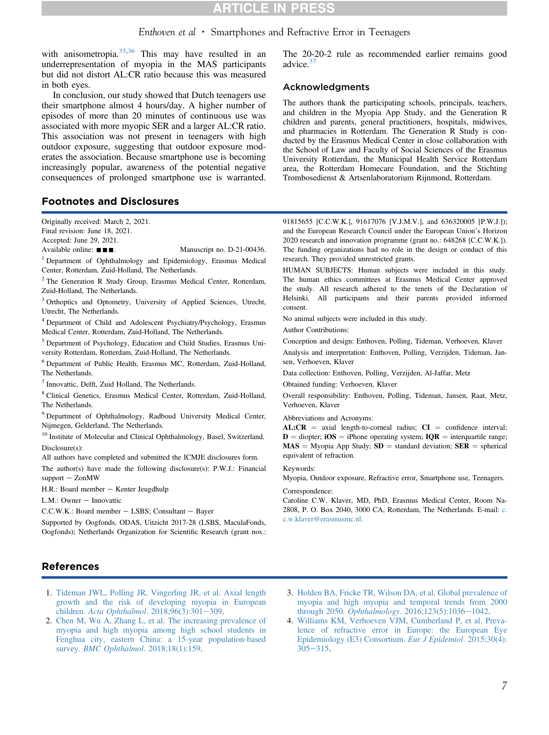with anisometropia.[35,36] This may have resulted in an underrepresentation of myopia in the MAS participants but did not distort AL:CR ratio because this was measured in both eyes.

In conclusion, our study showed that Dutch teenagers use their smartphone almost 4 hours/day. A higher number of episodes of more than 20 minutes of continuous use was associated with more myopic SER and a larger AL:CR ratio. This association was not present in teenagers with high outdoor exposure, suggesting that outdoor exposure moderates the association. Because smartphone use is becoming increasingly popular, awareness of the potential negative consequences of prolonged smartphone use is warranted. The 20-20-2 rule as recommended earlier remains good advice.[37]

## Acknowledgments

The authors thank the participating schools, principals, teachers, and children in the Myopia App Study, and the Generation R children and parents, general practitioners, hospitals, midwives, and pharmacies in Rotterdam. The Generation R Study is conducted by the Erasmus Medical Center in close collaboration with the School of Law and Faculty of Social Sciences of the Erasmus University Rotterdam, the Municipal Health Service Rotterdam area, the Rotterdam Homecare Foundation, and the Stichting Trombosedienst & Artsenlaboratorium Rijnmond, Rotterdam.

## Footnotes and Disclosures

Originally received: March 2, 2021.
Final revision: June 18, 2021.
Accepted: June 29, 2021.
Available online: ■■■. Manuscript no. D-21-00436.

[1] Department of Ophthalmology and Epidemiology, Erasmus Medical Center, Rotterdam, Zuid-Holland, The Netherlands.

[2] The Generation R Study Group, Erasmus Medical Center, Rotterdam, Zuid-Holland, The Netherlands.

[3] Orthoptics and Optometry, University of Applied Sciences, Utrecht, Utrecht, The Netherlands.

[4] Department of Child and Adolescent Psychiatry/Psychology, Erasmus Medical Center, Rotterdam, Zuid-Holland, The Netherlands.

[5] Department of Psychology, Education and Child Studies, Erasmus University Rotterdam, Rotterdam, Zuid-Holland, The Netherlands.

[6] Department of Public Health, Erasmus MC, Rotterdam, Zuid-Holland, The Netherlands.

[7] Innovattic, Delft, Zuid Holland, The Netherlands.

[8] Clinical Genetics, Erasmus Medical Center, Rotterdam, Zuid-Holland, The Netherlands.

[9] Department of Ophthalmology, Radboud University Medical Center, Nijmegen, Gelderland, The Netherlands.

[10] Institute of Molecular and Clinical Ophthalmology, Basel, Switzerland.

Disclosure(s):

All authors have completed and submitted the ICMJE disclosures form.

The author(s) have made the following disclosure(s): P.W.J.: Financial support – ZonMW

H.R.: Board member – Kenter Jeugdhulp

L.M.: Owner – Innovattic

C.C.W.K.: Board member – LSBS; Consultant – Bayer

Supported by Oogfonds, ODAS, Uitzicht 2017-28 (LSBS, MaculaFonds, Oogfonds); Netherlands Organization for Scientific Research (grant nos.: 91815655 [C.C.W.K.], 91617076 [V.J.M.V.], and 636320005 [P.W.J.]); and the European Research Council under the European Union's Horizon 2020 research and innovation programme (grant no.: 648268 [C.C.W.K.]). The funding organizations had no role in the design or conduct of this research. They provided unrestricted grants.

HUMAN SUBJECTS: Human subjects were included in this study. The human ethics committees at Erasmus Medical Center approved the study. All research adhered to the tenets of the Declaration of Helsinki. All participants and their parents provided informed consent.

No animal subjects were included in this study.

Author Contributions:

Conception and design: Enthoven, Polling, Tideman, Verhoeven, Klaver

Analysis and interpretation: Enthoven, Polling, Verzijden, Tideman, Jansen, Verhoeven, Klaver

Data collection: Enthoven, Polling, Verzijden, Al-Jaffar, Metz

Obtained funding: Verhoeven, Klaver

Overall responsibility: Enthoven, Polling, Tideman, Jansen, Raat, Metz, Verhoeven, Klaver

Abbreviations and Acronyms:

**AL:CR** = axial length-to-corneal radius; **CI** = confidence interval; **D** = diopter; **iOS** = iPhone operating system; **IQR** = interquartile range; **MAS** = Myopia App Study; **SD** = standard deviation; **SER** = spherical equivalent of refraction.

Keywords:

Myopia, Outdoor exposure, Refractive error, Smartphone use, Teenagers.

Correspondence:

Caroline C.W. Klaver, MD, PhD, Erasmus Medical Center, Room Na-2808, P. O. Box 2040, 3000 CA, Rotterdam, The Netherlands. E-mail: c.c.w.klaver@erasmusmc.nl.

## References

1. Tideman JWL, Polling JR, Vingerling JR, et al. Axial length growth and the risk of developing myopia in European children. *Acta Ophthalmol*. 2018;96(3):301–309.
2. Chen M, Wu A, Zhang L, et al. The increasing prevalence of myopia and high myopia among high school students in Fenghua city, eastern China: a 15-year population-based survey. *BMC Ophthalmol*. 2018;18(1):159.
3. Holden BA, Fricke TR, Wilson DA, et al. Global prevalence of myopia and high myopia and temporal trends from 2000 through 2050. *Ophthalmology*. 2016;123(5):1036–1042.
4. Williams KM, Verhoeven VJM, Cumberland P, et al. Prevalence of refractive error in Europe: the European Eye Epidemiology (E3) Consortium. *Eur J Epidemiol*. 2015;30(4): 305–315.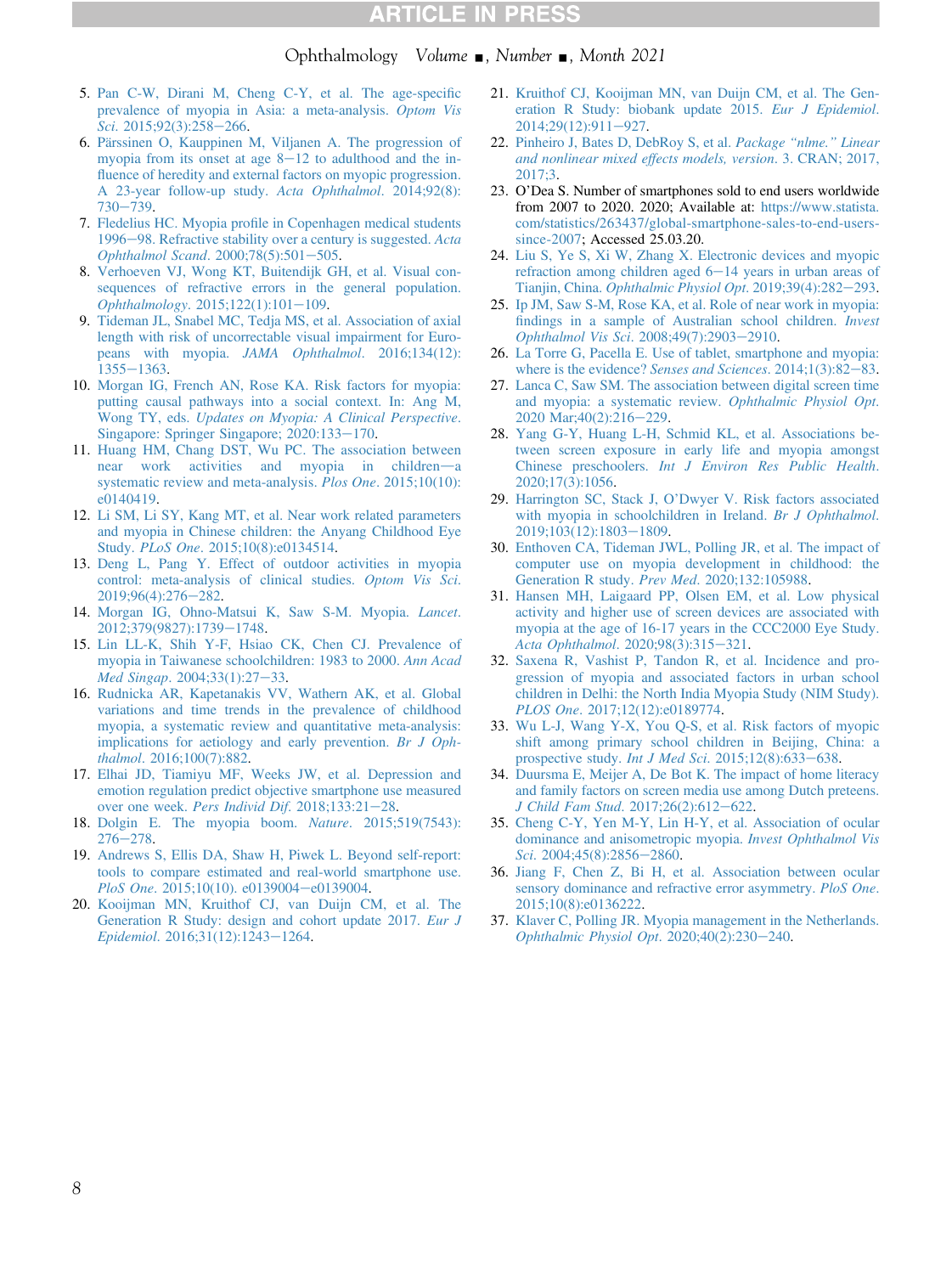5. Pan C-W, Dirani M, Cheng C-Y, et al. The age-specific prevalence of myopia in Asia: a meta-analysis. *Optom Vis Sci*. 2015;92(3):258–266.
6. Pärssinen O, Kauppinen M, Viljanen A. The progression of myopia from its onset at age 8–12 to adulthood and the influence of heredity and external factors on myopic progression. A 23-year follow-up study. *Acta Ophthalmol*. 2014;92(8):730–739.
7. Fledelius HC. Myopia profile in Copenhagen medical students 1996–98. Refractive stability over a century is suggested. *Acta Ophthalmol Scand*. 2000;78(5):501–505.
8. Verhoeven VJ, Wong KT, Buitendijk GH, et al. Visual consequences of refractive errors in the general population. *Ophthalmology*. 2015;122(1):101–109.
9. Tideman JL, Snabel MC, Tedja MS, et al. Association of axial length with risk of uncorrectable visual impairment for Europeans with myopia. *JAMA Ophthalmol*. 2016;134(12):1355–1363.
10. Morgan IG, French AN, Rose KA. Risk factors for myopia: putting causal pathways into a social context. In: Ang M, Wong TY, eds. *Updates on Myopia: A Clinical Perspective*. Singapore: Springer Singapore; 2020:133–170.
11. Huang HM, Chang DST, Wu PC. The association between near work activities and myopia in children—a systematic review and meta-analysis. *Plos One*. 2015;10(10):e0140419.
12. Li SM, Li SY, Kang MT, et al. Near work related parameters and myopia in Chinese children: the Anyang Childhood Eye Study. *PLoS One*. 2015;10(8):e0134514.
13. Deng L, Pang Y. Effect of outdoor activities in myopia control: meta-analysis of clinical studies. *Optom Vis Sci*. 2019;96(4):276–282.
14. Morgan IG, Ohno-Matsui K, Saw S-M. Myopia. *Lancet*. 2012;379(9827):1739–1748.
15. Lin LL-K, Shih Y-F, Hsiao CK, Chen CJ. Prevalence of myopia in Taiwanese schoolchildren: 1983 to 2000. *Ann Acad Med Singap*. 2004;33(1):27–33.
16. Rudnicka AR, Kapetanakis VV, Wathern AK, et al. Global variations and time trends in the prevalence of childhood myopia, a systematic review and quantitative meta-analysis: implications for aetiology and early prevention. *Br J Ophthalmol*. 2016;100(7):882.
17. Elhai JD, Tiamiyu MF, Weeks JW, et al. Depression and emotion regulation predict objective smartphone use measured over one week. *Pers Individ Dif*. 2018;133:21–28.
18. Dolgin E. The myopia boom. *Nature*. 2015;519(7543):276–278.
19. Andrews S, Ellis DA, Shaw H, Piwek L. Beyond self-report: tools to compare estimated and real-world smartphone use. *PLoS One*. 2015;10(10). e0139004–e0139004.
20. Kooijman MN, Kruithof CJ, van Duijn CM, et al. The Generation R Study: design and cohort update 2017. *Eur J Epidemiol*. 2016;31(12):1243–1264.
21. Kruithof CJ, Kooijman MN, van Duijn CM, et al. The Generation R Study: biobank update 2015. *Eur J Epidemiol*. 2014;29(12):911–927.
22. Pinheiro J, Bates D, DebRoy S, et al. *Package "nlme." Linear and nonlinear mixed effects models, version*. 3. CRAN; 2017, 2017;3.
23. O'Dea S. Number of smartphones sold to end users worldwide from 2007 to 2020. 2020; Available at: https://www.statista.com/statistics/263437/global-smartphone-sales-to-end-users-since-2007; Accessed 25.03.20.
24. Liu S, Ye S, Xi W, Zhang X. Electronic devices and myopic refraction among children aged 6–14 years in urban areas of Tianjin, China. *Ophthalmic Physiol Opt*. 2019;39(4):282–293.
25. Ip JM, Saw S-M, Rose KA, et al. Role of near work in myopia: findings in a sample of Australian school children. *Invest Ophthalmol Vis Sci*. 2008;49(7):2903–2910.
26. La Torre G, Pacella E. Use of tablet, smartphone and myopia: where is the evidence? *Senses and Sciences*. 2014;1(3):82–83.
27. Lanca C, Saw SM. The association between digital screen time and myopia: a systematic review. *Ophthalmic Physiol Opt*. 2020 Mar;40(2):216–229.
28. Yang G-Y, Huang L-H, Schmid KL, et al. Associations between screen exposure in early life and myopia amongst Chinese preschoolers. *Int J Environ Res Public Health*. 2020;17(3):1056.
29. Harrington SC, Stack J, O'Dwyer V. Risk factors associated with myopia in schoolchildren in Ireland. *Br J Ophthalmol*. 2019;103(12):1803–1809.
30. Enthoven CA, Tideman JWL, Polling JR, et al. The impact of computer use on myopia development in childhood: the Generation R study. *Prev Med*. 2020;132:105988.
31. Hansen MH, Laigaard PP, Olsen EM, et al. Low physical activity and higher use of screen devices are associated with myopia at the age of 16-17 years in the CCC2000 Eye Study. *Acta Ophthalmol*. 2020;98(3):315–321.
32. Saxena R, Vashist P, Tandon R, et al. Incidence and progression of myopia and associated factors in urban school children in Delhi: the North India Myopia Study (NIM Study). *PLOS One*. 2017;12(12):e0189774.
33. Wu L-J, Wang Y-X, You Q-S, et al. Risk factors of myopic shift among primary school children in Beijing, China: a prospective study. *Int J Med Sci*. 2015;12(8):633–638.
34. Duursma E, Meijer A, De Bot K. The impact of home literacy and family factors on screen media use among Dutch preteens. *J Child Fam Stud*. 2017;26(2):612–622.
35. Cheng C-Y, Yen M-Y, Lin H-Y, et al. Association of ocular dominance and anisometropic myopia. *Invest Ophthalmol Vis Sci*. 2004;45(8):2856–2860.
36. Jiang F, Chen Z, Bi H, et al. Association between ocular sensory dominance and refractive error asymmetry. *PloS One*. 2015;10(8):e0136222.
37. Klaver C, Polling JR. Myopia management in the Netherlands. *Ophthalmic Physiol Opt*. 2020;40(2):230–240.